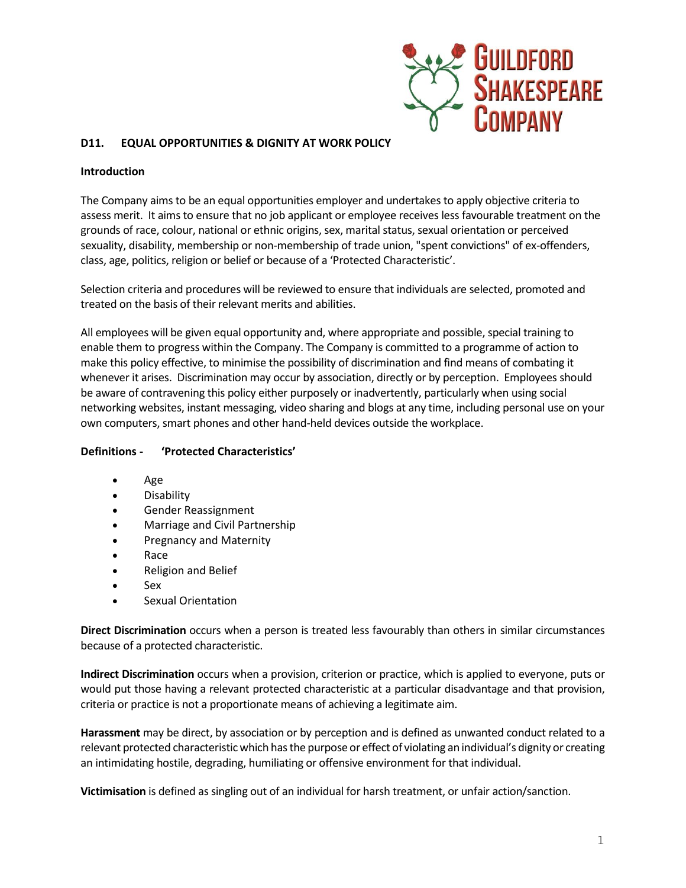## D11. EQUAL OPPORTUNITIES & DIGNITY AT WORK POLICY

### Introduction

The Company aims to be an equal opportunities employer and undertakes to apply objective criteria to assess merit. It aims to ensure that no job applicant or employee receives less favourable treatment on the grounds of race, colour, national or ethnic origins, sex, marital status, sexual orientation or perceived sexuality, disability, membership or non-membership of trade union, "spent convictions" of ex-offenders, class, age, politics, religion or belief or because of a 'Protected Characteristic'.

Selection criteria and procedures will be reviewed to ensure that individuals are selected, promoted and treated on the basis of their relevant merits and abilities.

All employees will be given equal opportunity and, where appropriate and possible, special training to enable them to progress within the Company. The Company is committed to a programme of action to make this policy effective, to minimise the possibility of discrimination and find means of combating it whenever it arises. Discrimination may occur by association, directly or by perception. Employees should be aware of contravening this policy either purposely or inadvertently, particularly when using social networking websites, instant messaging, video sharing and blogs at any time, including personal use on your own computers, smart phones and other hand-held devices outside the workplace.

### Definitions - 'Protected Characteristics'

- Age
- Disability
- Gender Reassignment
- Marriage and Civil Partnership
- Pregnancy and Maternity
- Race
- Religion and Belief
- Sex
- Sexual Orientation

**Direct Discrimination** occurs when a person is treated less favourably than others in similar circumstances because of a protected characteristic.

**Indirect Discrimination** occurs when a provision, criterion or practice, which is applied to everyone, puts or would put those having a relevant protected characteristic at a particular disadvantage and that provision, criteria or practice is not a proportionate means of achieving a legitimate aim.

**Harassment** may be direct, by association or by perception and is defined as unwanted conduct related to a relevant protected characteristic which has the purpose or effect of violating an individual's dignity or creating an intimidating hostile, degrading, humiliating or offensive environment for that individual.

**Victimisation** is defined as singling out of an individual for harsh treatment, or unfair action/sanction.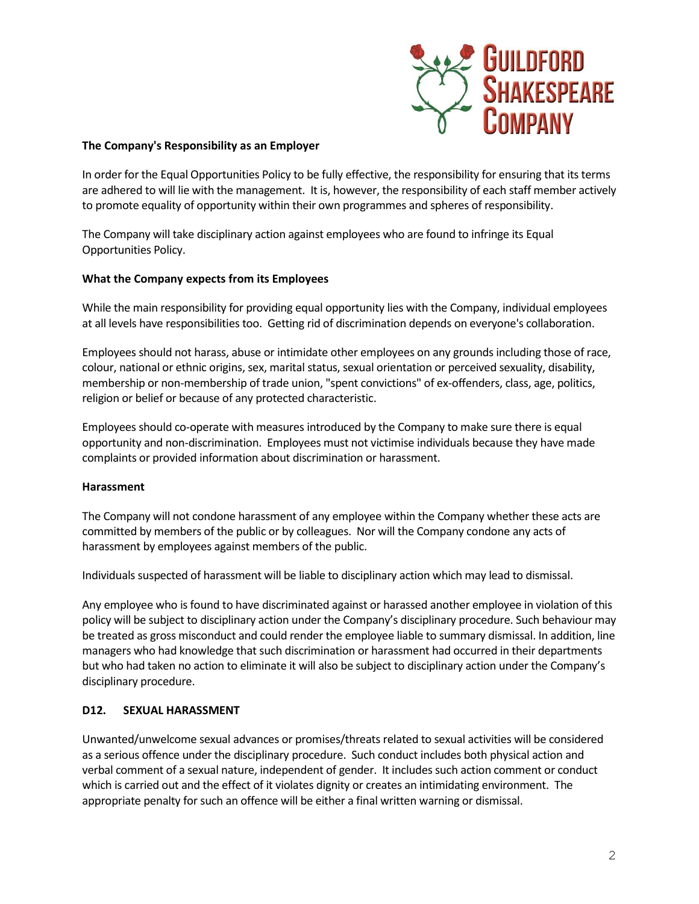**The Company's Responsibility as an Employer**

In order for the Equal Opportunities Policy to be fully effective, the responsibility for ensuring that its terms are adhered to will lie with the management. It is, however, the responsibility of each staff member actively to promote equality of opportunity within their own programmes and spheres of responsibility.

The Company will take disciplinary action against employees who are found to infringe its Equal Opportunities Policy.

**What the Company expects from its Employees**

While the main responsibility for providing equal opportunity lies with the Company, individual employees at all levels have responsibilities too. Getting rid of discrimination depends on everyone's collaboration.

Employees should not harass, abuse or intimidate other employees on any grounds including those of race, colour, national or ethnic origins, sex, marital status, sexual orientation or perceived sexuality, disability, membership or non-membership of trade union, "spent convictions" of ex-offenders, class, age, politics, religion or belief or because of any protected characteristic.

Employees should co-operate with measures introduced by the Company to make sure there is equal opportunity and non-discrimination. Employees must not victimise individuals because they have made complaints or provided information about discrimination or harassment.

**Harassment**

The Company will not condone harassment of any employee within the Company whether these acts are committed by members of the public or by colleagues. Nor will the Company condone any acts of harassment by employees against members of the public.

Individuals suspected of harassment will be liable to disciplinary action which may lead to dismissal.

Any employee who is found to have discriminated against or harassed another employee in violation of this policy will be subject to disciplinary action under the Company's disciplinary procedure. Such behaviour may be treated as gross misconduct and could render the employee liable to summary dismissal. In addition, line managers who had knowledge that such discrimination or harassment had occurred in their departments but who had taken no action to eliminate it will also be subject to disciplinary action under the Company's disciplinary procedure.

**D12. SEXUAL HARASSMENT**

Unwanted/unwelcome sexual advances or promises/threats related to sexual activities will be considered as a serious offence under the disciplinary procedure. Such conduct includes both physical action and verbal comment of a sexual nature, independent of gender. It includes such action comment or conduct which is carried out and the effect of it violates dignity or creates an intimidating environment. The appropriate penalty for such an offence will be either a final written warning or dismissal.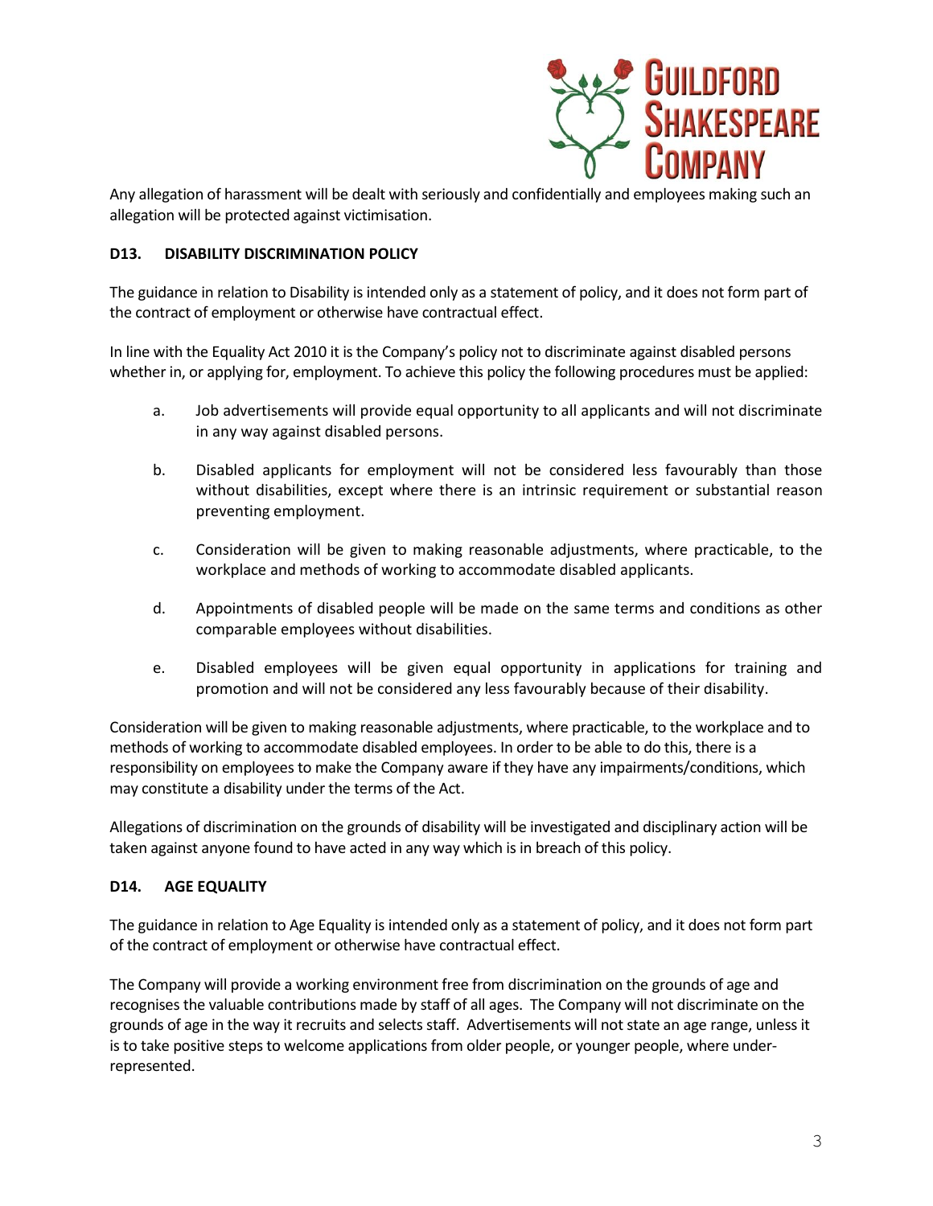Any allegation of harassment will be dealt with seriously and confidentially and employees making such an allegation will be protected against victimisation.

### D13. DISABILITY DISCRIMINATION POLICY

The guidance in relation to Disability is intended only as a statement of policy, and it does not form part of the contract of employment or otherwise have contractual effect.

In line with the Equality Act 2010 it is the Company's policy not to discriminate against disabled persons whether in, or applying for, employment. To achieve this policy the following procedures must be applied:

a. Job advertisements will provide equal opportunity to all applicants and will not discriminate in any way against disabled persons.

b. Disabled applicants for employment will not be considered less favourably than those without disabilities, except where there is an intrinsic requirement or substantial reason preventing employment.

c. Consideration will be given to making reasonable adjustments, where practicable, to the workplace and methods of working to accommodate disabled applicants.

d. Appointments of disabled people will be made on the same terms and conditions as other comparable employees without disabilities.

e. Disabled employees will be given equal opportunity in applications for training and promotion and will not be considered any less favourably because of their disability.

Consideration will be given to making reasonable adjustments, where practicable, to the workplace and to methods of working to accommodate disabled employees. In order to be able to do this, there is a responsibility on employees to make the Company aware if they have any impairments/conditions, which may constitute a disability under the terms of the Act.

Allegations of discrimination on the grounds of disability will be investigated and disciplinary action will be taken against anyone found to have acted in any way which is in breach of this policy.

### D14. AGE EQUALITY

The guidance in relation to Age Equality is intended only as a statement of policy, and it does not form part of the contract of employment or otherwise have contractual effect.

The Company will provide a working environment free from discrimination on the grounds of age and recognises the valuable contributions made by staff of all ages. The Company will not discriminate on the grounds of age in the way it recruits and selects staff. Advertisements will not state an age range, unless it is to take positive steps to welcome applications from older people, or younger people, where under-represented.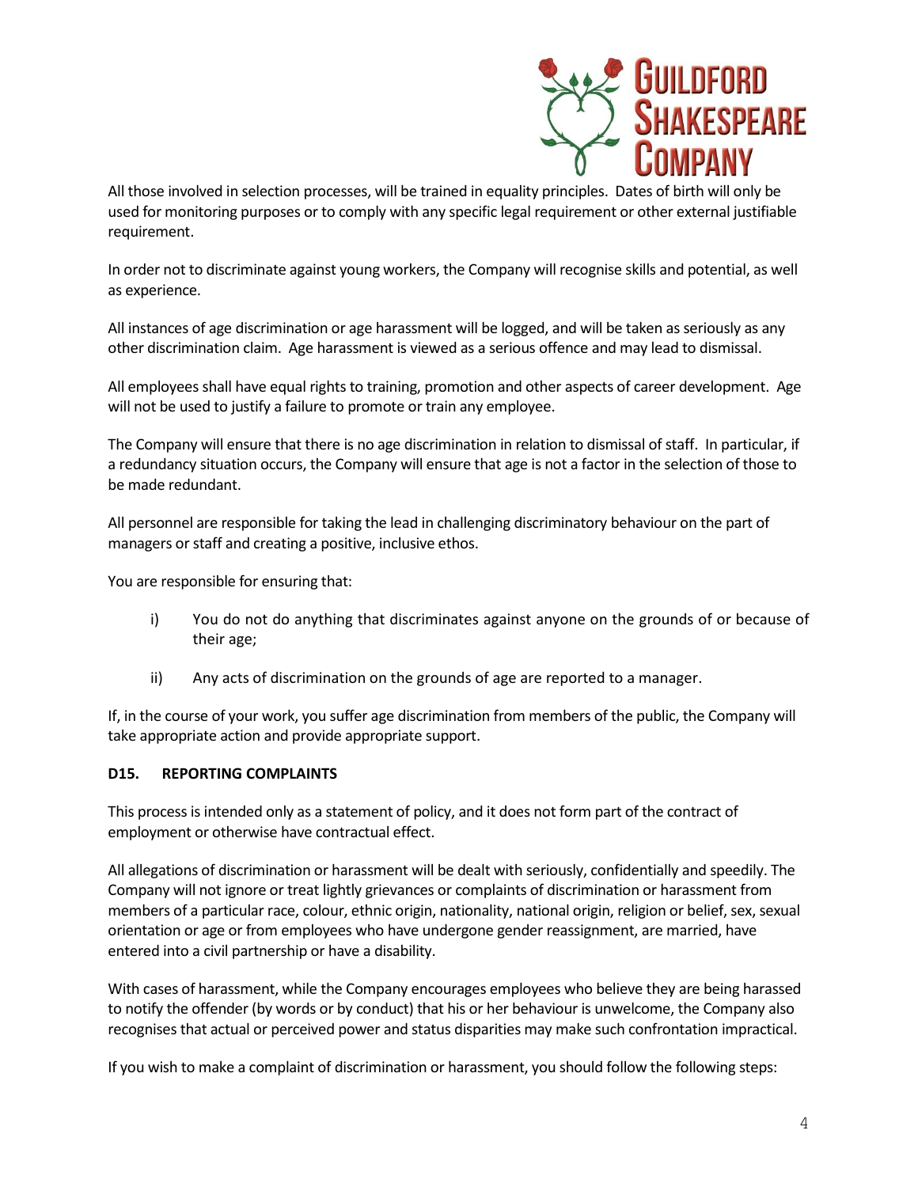All those involved in selection processes, will be trained in equality principles. Dates of birth will only be used for monitoring purposes or to comply with any specific legal requirement or other external justifiable requirement.

In order not to discriminate against young workers, the Company will recognise skills and potential, as well as experience.

All instances of age discrimination or age harassment will be logged, and will be taken as seriously as any other discrimination claim. Age harassment is viewed as a serious offence and may lead to dismissal.

All employees shall have equal rights to training, promotion and other aspects of career development. Age will not be used to justify a failure to promote or train any employee.

The Company will ensure that there is no age discrimination in relation to dismissal of staff. In particular, if a redundancy situation occurs, the Company will ensure that age is not a factor in the selection of those to be made redundant.

All personnel are responsible for taking the lead in challenging discriminatory behaviour on the part of managers or staff and creating a positive, inclusive ethos.

You are responsible for ensuring that:

i) You do not do anything that discriminates against anyone on the grounds of or because of their age;

ii) Any acts of discrimination on the grounds of age are reported to a manager.

If, in the course of your work, you suffer age discrimination from members of the public, the Company will take appropriate action and provide appropriate support.

**D15. REPORTING COMPLAINTS**

This process is intended only as a statement of policy, and it does not form part of the contract of employment or otherwise have contractual effect.

All allegations of discrimination or harassment will be dealt with seriously, confidentially and speedily. The Company will not ignore or treat lightly grievances or complaints of discrimination or harassment from members of a particular race, colour, ethnic origin, nationality, national origin, religion or belief, sex, sexual orientation or age or from employees who have undergone gender reassignment, are married, have entered into a civil partnership or have a disability.

With cases of harassment, while the Company encourages employees who believe they are being harassed to notify the offender (by words or by conduct) that his or her behaviour is unwelcome, the Company also recognises that actual or perceived power and status disparities may make such confrontation impractical.

If you wish to make a complaint of discrimination or harassment, you should follow the following steps: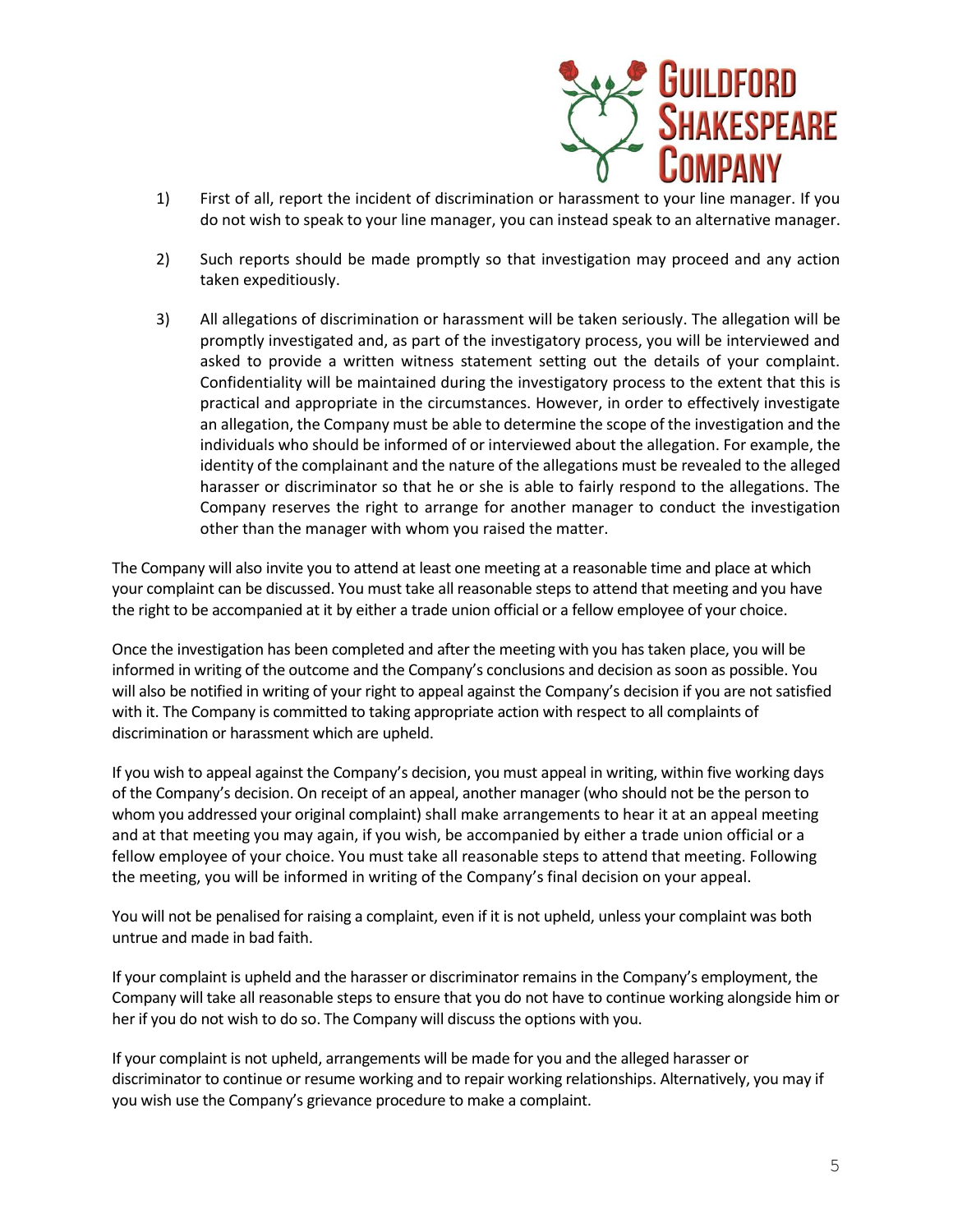1) First of all, report the incident of discrimination or harassment to your line manager. If you do not wish to speak to your line manager, you can instead speak to an alternative manager.

2) Such reports should be made promptly so that investigation may proceed and any action taken expeditiously.

3) All allegations of discrimination or harassment will be taken seriously. The allegation will be promptly investigated and, as part of the investigatory process, you will be interviewed and asked to provide a written witness statement setting out the details of your complaint. Confidentiality will be maintained during the investigatory process to the extent that this is practical and appropriate in the circumstances. However, in order to effectively investigate an allegation, the Company must be able to determine the scope of the investigation and the individuals who should be informed of or interviewed about the allegation. For example, the identity of the complainant and the nature of the allegations must be revealed to the alleged harasser or discriminator so that he or she is able to fairly respond to the allegations. The Company reserves the right to arrange for another manager to conduct the investigation other than the manager with whom you raised the matter.

The Company will also invite you to attend at least one meeting at a reasonable time and place at which your complaint can be discussed. You must take all reasonable steps to attend that meeting and you have the right to be accompanied at it by either a trade union official or a fellow employee of your choice.

Once the investigation has been completed and after the meeting with you has taken place, you will be informed in writing of the outcome and the Company's conclusions and decision as soon as possible. You will also be notified in writing of your right to appeal against the Company's decision if you are not satisfied with it. The Company is committed to taking appropriate action with respect to all complaints of discrimination or harassment which are upheld.

If you wish to appeal against the Company's decision, you must appeal in writing, within five working days of the Company's decision. On receipt of an appeal, another manager (who should not be the person to whom you addressed your original complaint) shall make arrangements to hear it at an appeal meeting and at that meeting you may again, if you wish, be accompanied by either a trade union official or a fellow employee of your choice. You must take all reasonable steps to attend that meeting. Following the meeting, you will be informed in writing of the Company's final decision on your appeal.

You will not be penalised for raising a complaint, even if it is not upheld, unless your complaint was both untrue and made in bad faith.

If your complaint is upheld and the harasser or discriminator remains in the Company's employment, the Company will take all reasonable steps to ensure that you do not have to continue working alongside him or her if you do not wish to do so. The Company will discuss the options with you.

If your complaint is not upheld, arrangements will be made for you and the alleged harasser or discriminator to continue or resume working and to repair working relationships. Alternatively, you may if you wish use the Company's grievance procedure to make a complaint.